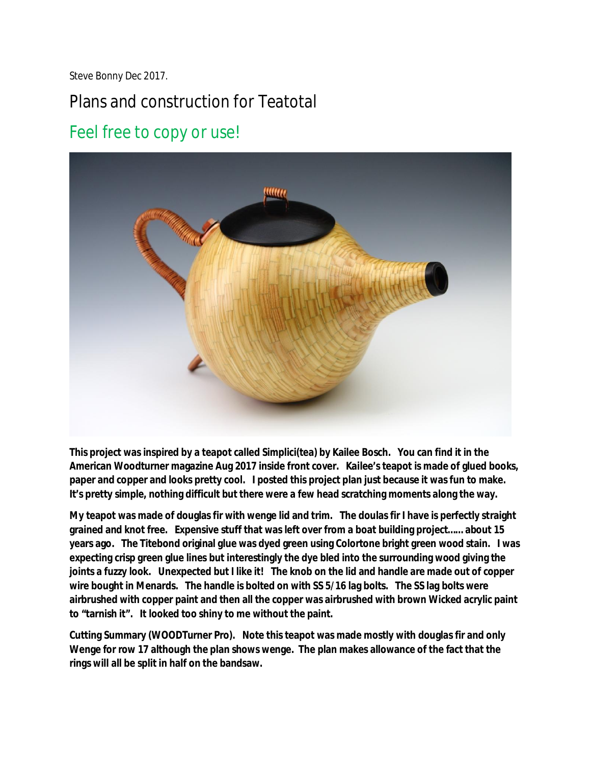Steve Bonny Dec 2017.

# Plans and construction for Teatotal

## Feel free to copy or use!

**This project was inspired by a teapot called Simplici(tea) by Kailee Bosch. You can find it in the American Woodturner magazine Aug 2017 inside front cover. Kailee's teapot is made of glued books, paper and copper and looks pretty cool. I posted this project plan just because it was fun to make. It's pretty simple, nothing difficult but there were a few head scratching moments along the way.**

**My teapot was made of douglas fir with wenge lid and trim. The doulas fir I have is perfectly straight grained and knot free. Expensive stuff that was left over from a boat building project...... about 15 years ago. The Titebond original glue was dyed green using Colortone bright green wood stain. I was expecting crisp green glue lines but interestingly the dye bled into the surrounding wood giving the joints a fuzzy look. Unexpected but I like it! The knob on the lid and handle are made out of copper wire bought in Menards. The handle is bolted on with SS 5/16 lag bolts. The SS lag bolts were airbrushed with copper paint and then all the copper was airbrushed with brown Wicked acrylic paint to "tarnish it". It looked too shiny to me without the paint.**

**Cutting Summary (WOODTurner Pro). Note this teapot was made mostly with douglas fir and only Wenge for row 17 although the plan shows wenge. The plan makes allowance of the fact that the rings will all be split in half on the bandsaw.**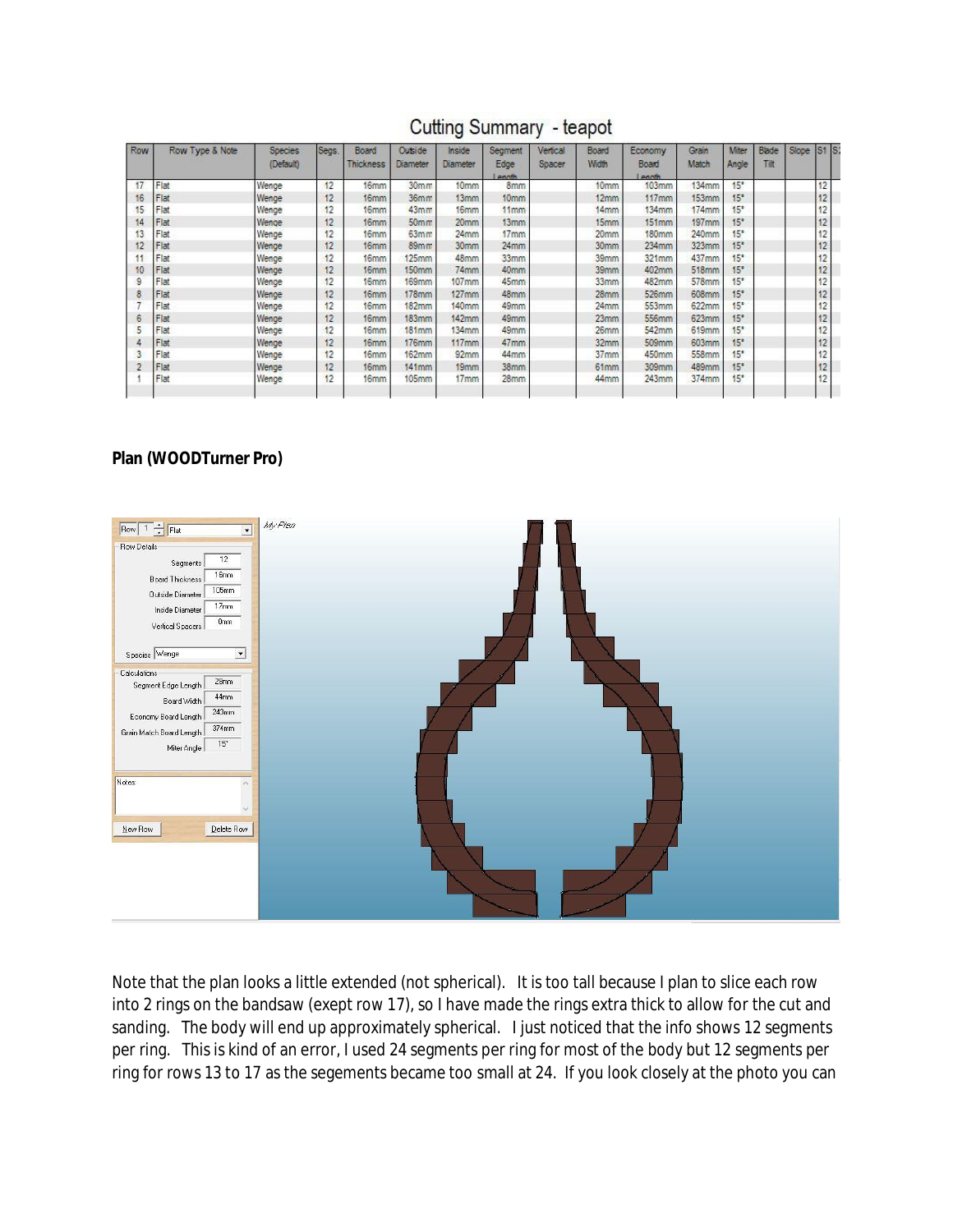# Cutting Summary - teapot

| Row | Row Type & Note | Species (Default) | Segs. | Board Thickness | Outside Diameter | Inside Diameter | Segment Edge Length | Vertical Spacer | Board Width | Economy Board Length | Grain Match | Miter Angle | Blade Tilt | Slope | S1 | S2 |
|---|---|---|---|---|---|---|---|---|---|---|---|---|---|---|---|---|
| 17 | Flat | Wenge | 12 | 16mm | 30mm | 10mm | 8mm | | 10mm | 103mm | 134mm | 15° | | | 12 | |
| 16 | Flat | Wenge | 12 | 16mm | 36mm | 13mm | 10mm | | 12mm | 117mm | 153mm | 15° | | | 12 | |
| 15 | Flat | Wenge | 12 | 16mm | 43mm | 16mm | 11mm | | 14mm | 134mm | 174mm | 15° | | | 12 | |
| 14 | Flat | Wenge | 12 | 16mm | 50mm | 20mm | 13mm | | 15mm | 151mm | 197mm | 15° | | | 12 | |
| 13 | Flat | Wenge | 12 | 16mm | 63mm | 24mm | 17mm | | 20mm | 180mm | 240mm | 15° | | | 12 | |
| 12 | Flat | Wenge | 12 | 16mm | 89mm | 30mm | 24mm | | 30mm | 234mm | 323mm | 15° | | | 12 | |
| 11 | Flat | Wenge | 12 | 16mm | 125mm | 48mm | 33mm | | 39mm | 321mm | 437mm | 15° | | | 12 | |
| 10 | Flat | Wenge | 12 | 16mm | 150mm | 74mm | 40mm | | 39mm | 402mm | 518mm | 15° | | | 12 | |
| 9 | Flat | Wenge | 12 | 16mm | 169mm | 107mm | 45mm | | 33mm | 482mm | 578mm | 15° | | | 12 | |
| 8 | Flat | Wenge | 12 | 16mm | 178mm | 127mm | 48mm | | 28mm | 526mm | 608mm | 15° | | | 12 | |
| 7 | Flat | Wenge | 12 | 16mm | 182mm | 140mm | 49mm | | 24mm | 553mm | 622mm | 15° | | | 12 | |
| 6 | Flat | Wenge | 12 | 16mm | 183mm | 142mm | 49mm | | 23mm | 556mm | 623mm | 15° | | | 12 | |
| 5 | Flat | Wenge | 12 | 16mm | 181mm | 134mm | 49mm | | 26mm | 542mm | 619mm | 15° | | | 12 | |
| 4 | Flat | Wenge | 12 | 16mm | 176mm | 117mm | 47mm | | 32mm | 509mm | 603mm | 15° | | | 12 | |
| 3 | Flat | Wenge | 12 | 16mm | 162mm | 92mm | 44mm | | 37mm | 450mm | 558mm | 15° | | | 12 | |
| 2 | Flat | Wenge | 12 | 16mm | 141mm | 19mm | 38mm | | 61mm | 309mm | 489mm | 15° | | | 12 | |
| 1 | Flat | Wenge | 12 | 16mm | 105mm | 17mm | 28mm | | 44mm | 243mm | 374mm | 15° | | | 12 | |

**Plan (WOODTurner Pro)**

Row 1 Flat

Row Details

Segments 12

Board Thickness 16mm

Outside Diameter 105mm

Inside Diameter 17mm

Vertical Spacers 0mm

Species Wenge

Calculations

Segment Edge Length 28mm

Board Width 44mm

Economy Board Length 243mm

Grain Match Board Length 374mm

Miter Angle 15°

Notes

New Row Delete Row

My Plan

Note that the plan looks a little extended (not spherical). It is too tall because I plan to slice each row into 2 rings on the bandsaw (exept row 17), so I have made the rings extra thick to allow for the cut and sanding. The body will end up approximately spherical. I just noticed that the info shows 12 segments per ring. This is kind of an error, I used 24 segments per ring for most of the body but 12 segments per ring for rows 13 to 17 as the segements became too small at 24. If you look closely at the photo you can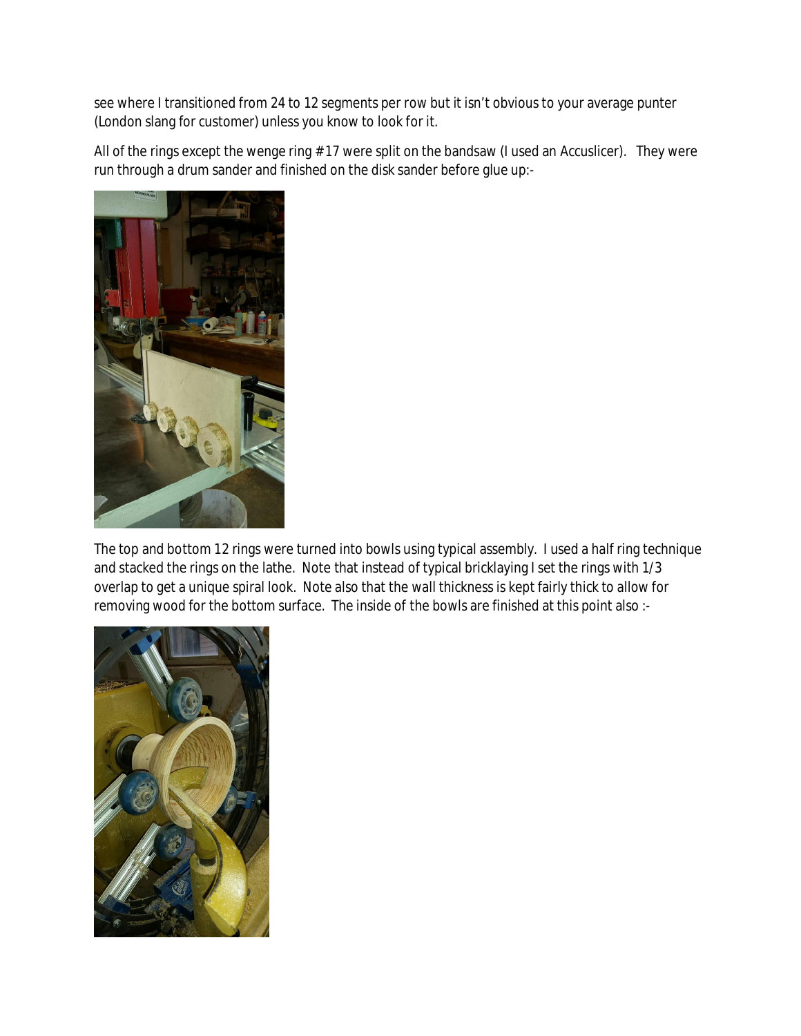see where I transitioned from 24 to 12 segments per row but it isn't obvious to your average punter (London slang for customer) unless you know to look for it.

All of the rings except the wenge ring #17 were split on the bandsaw (I used an Accuslicer). They were run through a drum sander and finished on the disk sander before glue up:-

The top and bottom 12 rings were turned into bowls using typical assembly. I used a half ring technique and stacked the rings on the lathe. Note that instead of typical bricklaying I set the rings with 1/3 overlap to get a unique spiral look. Note also that the wall thickness is kept fairly thick to allow for removing wood for the bottom surface. The inside of the bowls are finished at this point also :-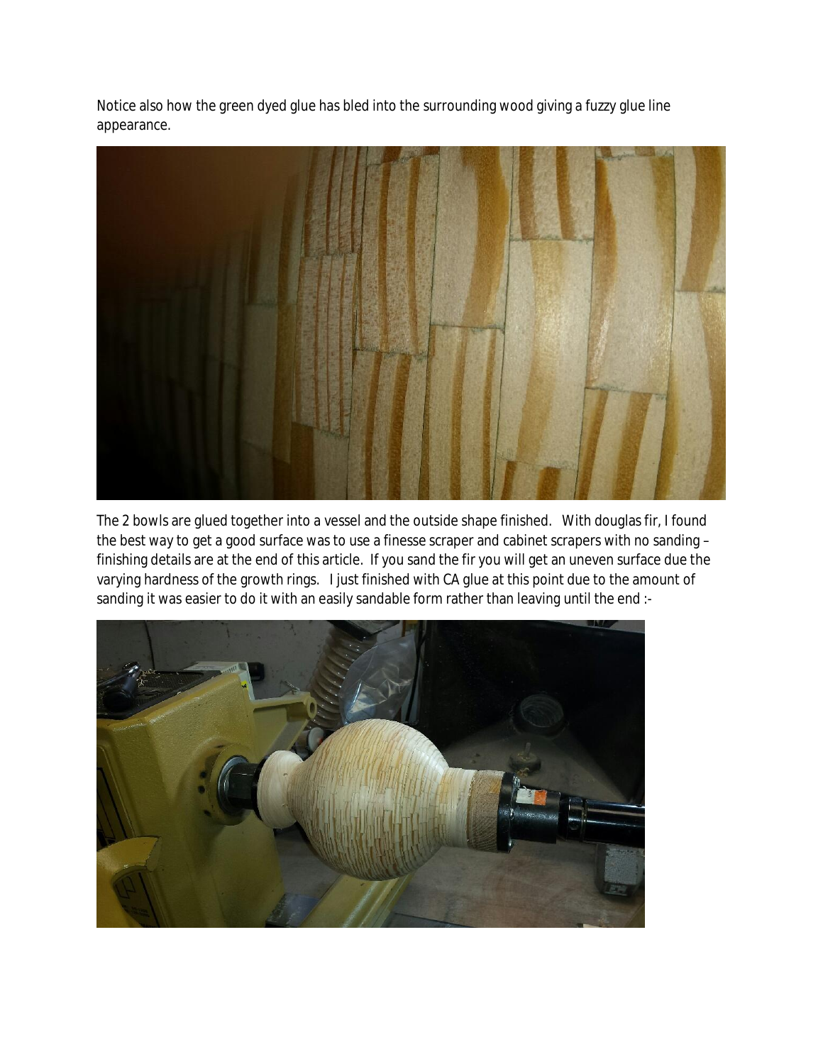Notice also how the green dyed glue has bled into the surrounding wood giving a fuzzy glue line appearance.

The 2 bowls are glued together into a vessel and the outside shape finished. With douglas fir, I found the best way to get a good surface was to use a finesse scraper and cabinet scrapers with no sanding – finishing details are at the end of this article. If you sand the fir you will get an uneven surface due the varying hardness of the growth rings. I just finished with CA glue at this point due to the amount of sanding it was easier to do it with an easily sandable form rather than leaving until the end :-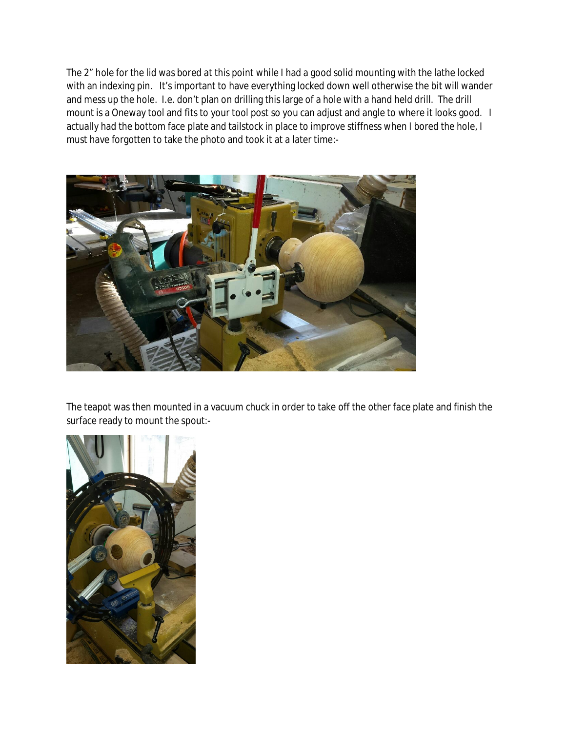The 2" hole for the lid was bored at this point while I had a good solid mounting with the lathe locked with an indexing pin. It's important to have everything locked down well otherwise the bit will wander and mess up the hole. I.e. don't plan on drilling this large of a hole with a hand held drill. The drill mount is a Oneway tool and fits to your tool post so you can adjust and angle to where it looks good. I actually had the bottom face plate and tailstock in place to improve stiffness when I bored the hole, I must have forgotten to take the photo and took it at a later time:-

The teapot was then mounted in a vacuum chuck in order to take off the other face plate and finish the surface ready to mount the spout:-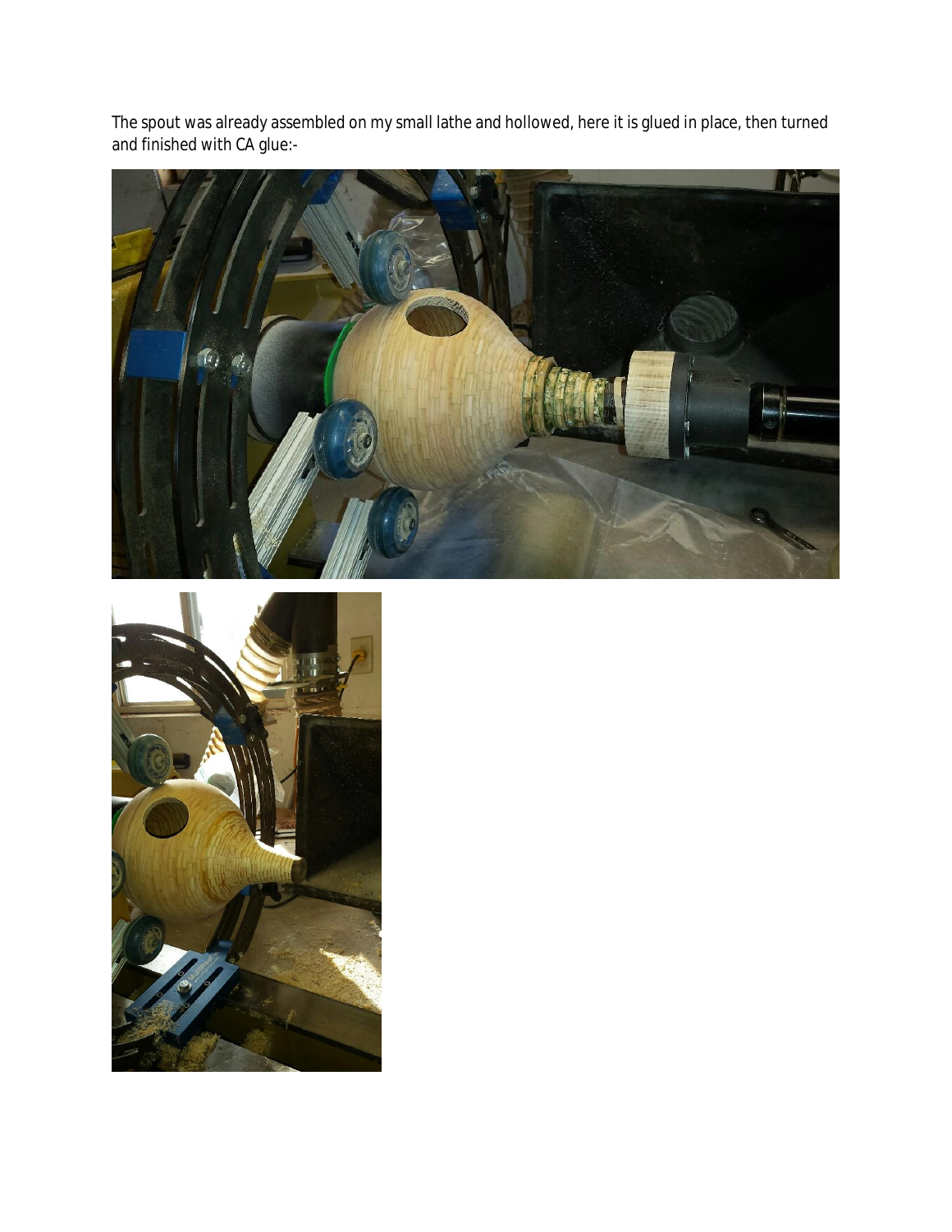The spout was already assembled on my small lathe and hollowed, here it is glued in place, then turned and finished with CA glue:-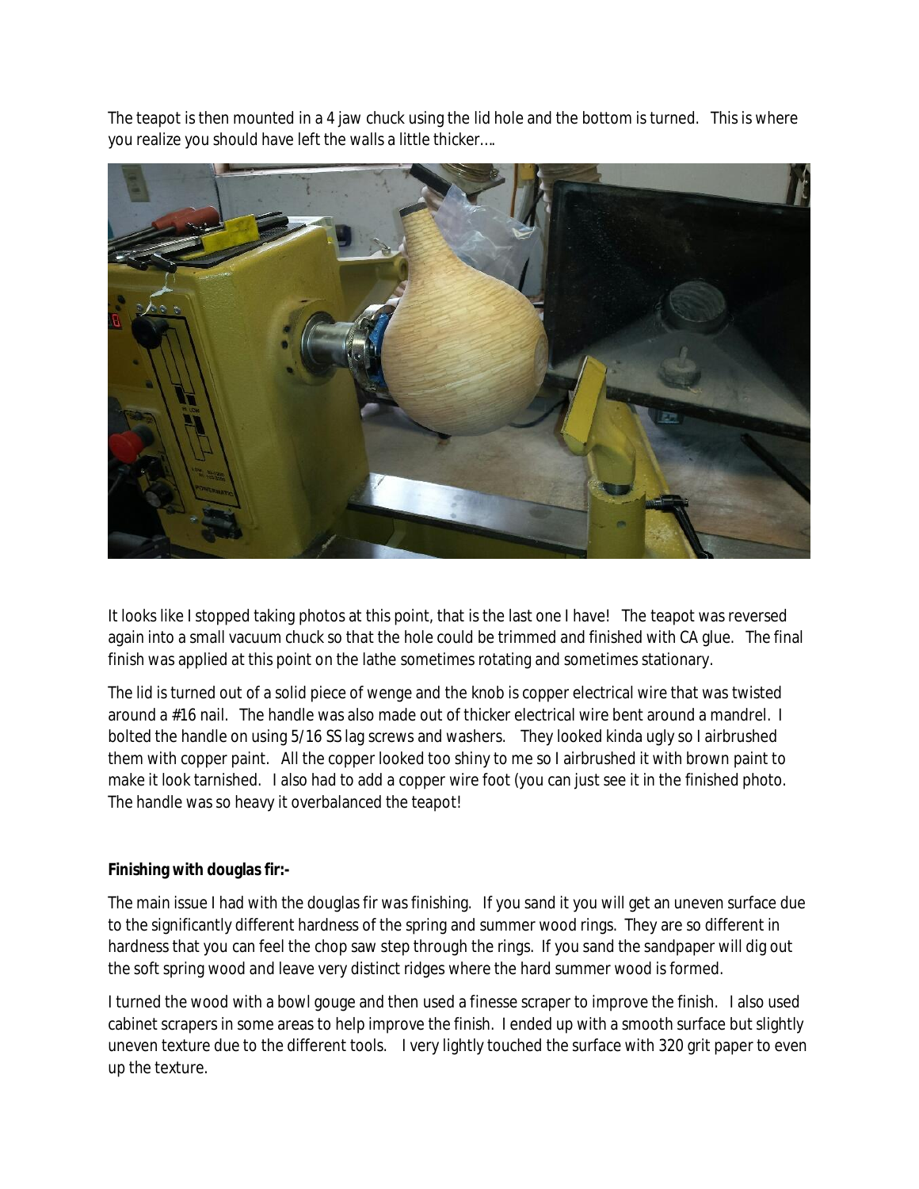The teapot is then mounted in a 4 jaw chuck using the lid hole and the bottom is turned. This is where you realize you should have left the walls a little thicker….

It looks like I stopped taking photos at this point, that is the last one I have! The teapot was reversed again into a small vacuum chuck so that the hole could be trimmed and finished with CA glue. The final finish was applied at this point on the lathe sometimes rotating and sometimes stationary.

The lid is turned out of a solid piece of wenge and the knob is copper electrical wire that was twisted around a #16 nail. The handle was also made out of thicker electrical wire bent around a mandrel. I bolted the handle on using 5/16 SS lag screws and washers. They looked kinda ugly so I airbrushed them with copper paint. All the copper looked too shiny to me so I airbrushed it with brown paint to make it look tarnished. I also had to add a copper wire foot (you can just see it in the finished photo. The handle was so heavy it overbalanced the teapot!

**Finishing with douglas fir:-**

The main issue I had with the douglas fir was finishing. If you sand it you will get an uneven surface due to the significantly different hardness of the spring and summer wood rings. They are so different in hardness that you can feel the chop saw step through the rings. If you sand the sandpaper will dig out the soft spring wood and leave very distinct ridges where the hard summer wood is formed.

I turned the wood with a bowl gouge and then used a finesse scraper to improve the finish. I also used cabinet scrapers in some areas to help improve the finish. I ended up with a smooth surface but slightly uneven texture due to the different tools. I very lightly touched the surface with 320 grit paper to even up the texture.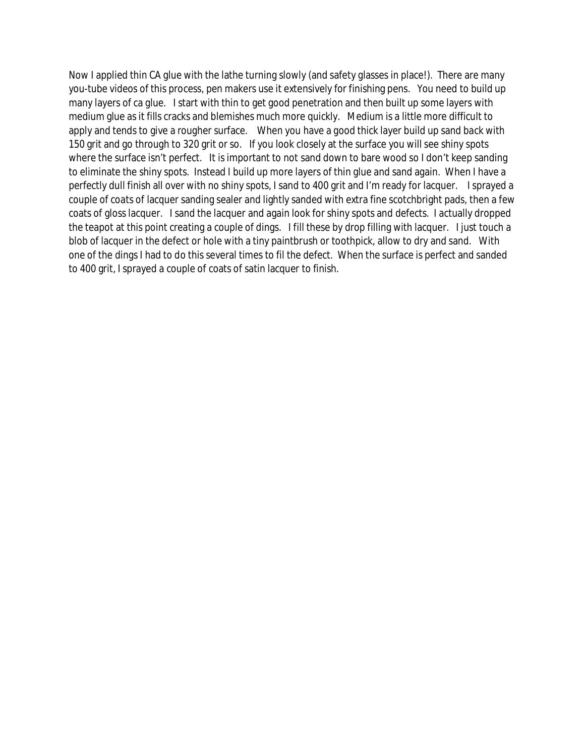Now I applied thin CA glue with the lathe turning slowly (and safety glasses in place!). There are many you-tube videos of this process, pen makers use it extensively for finishing pens. You need to build up many layers of ca glue. I start with thin to get good penetration and then built up some layers with medium glue as it fills cracks and blemishes much more quickly. Medium is a little more difficult to apply and tends to give a rougher surface. When you have a good thick layer build up sand back with 150 grit and go through to 320 grit or so. If you look closely at the surface you will see shiny spots where the surface isn't perfect. It is important to not sand down to bare wood so I don't keep sanding to eliminate the shiny spots. Instead I build up more layers of thin glue and sand again. When I have a perfectly dull finish all over with no shiny spots, I sand to 400 grit and I'm ready for lacquer. I sprayed a couple of coats of lacquer sanding sealer and lightly sanded with extra fine scotchbright pads, then a few coats of gloss lacquer. I sand the lacquer and again look for shiny spots and defects. I actually dropped the teapot at this point creating a couple of dings. I fill these by drop filling with lacquer. I just touch a blob of lacquer in the defect or hole with a tiny paintbrush or toothpick, allow to dry and sand. With one of the dings I had to do this several times to fil the defect. When the surface is perfect and sanded to 400 grit, I sprayed a couple of coats of satin lacquer to finish.